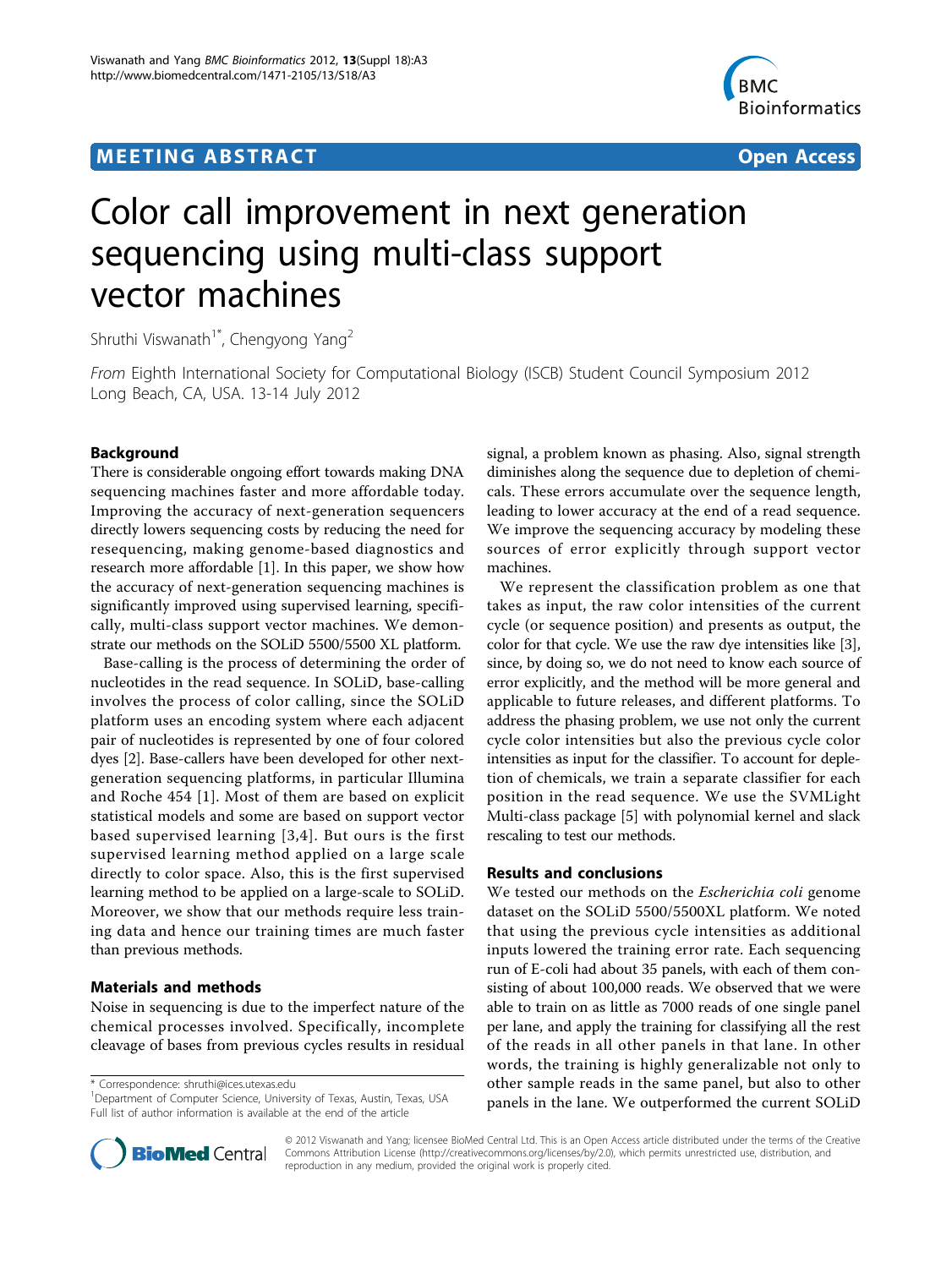MEETING ABSTRACT Open Access

# Color call improvement in next generation sequencing using multi-class support vector machines

Shruthi Viswanath[1*], Chengyong Yang[2]

*From* Eighth International Society for Computational Biology (ISCB) Student Council Symposium 2012
Long Beach, CA, USA. 13-14 July 2012

## Background

There is considerable ongoing effort towards making DNA sequencing machines faster and more affordable today. Improving the accuracy of next-generation sequencers directly lowers sequencing costs by reducing the need for resequencing, making genome-based diagnostics and research more affordable [1]. In this paper, we show how the accuracy of next-generation sequencing machines is significantly improved using supervised learning, specifically, multi-class support vector machines. We demonstrate our methods on the SOLiD 5500/5500 XL platform.

Base-calling is the process of determining the order of nucleotides in the read sequence. In SOLiD, base-calling involves the process of color calling, since the SOLiD platform uses an encoding system where each adjacent pair of nucleotides is represented by one of four colored dyes [2]. Base-callers have been developed for other next-generation sequencing platforms, in particular Illumina and Roche 454 [1]. Most of them are based on explicit statistical models and some are based on support vector based supervised learning [3,4]. But ours is the first supervised learning method applied on a large scale directly to color space. Also, this is the first supervised learning method to be applied on a large-scale to SOLiD. Moreover, we show that our methods require less training data and hence our training times are much faster than previous methods.

## Materials and methods

Noise in sequencing is due to the imperfect nature of the chemical processes involved. Specifically, incomplete cleavage of bases from previous cycles results in residual signal, a problem known as phasing. Also, signal strength diminishes along the sequence due to depletion of chemicals. These errors accumulate over the sequence length, leading to lower accuracy at the end of a read sequence. We improve the sequencing accuracy by modeling these sources of error explicitly through support vector machines.

We represent the classification problem as one that takes as input, the raw color intensities of the current cycle (or sequence position) and presents as output, the color for that cycle. We use the raw dye intensities like [3], since, by doing so, we do not need to know each source of error explicitly, and the method will be more general and applicable to future releases, and different platforms. To address the phasing problem, we use not only the current cycle color intensities but also the previous cycle color intensities as input for the classifier. To account for depletion of chemicals, we train a separate classifier for each position in the read sequence. We use the SVMLight Multi-class package [5] with polynomial kernel and slack rescaling to test our methods.

## Results and conclusions

We tested our methods on the *Escherichia coli* genome dataset on the SOLiD 5500/5500XL platform. We noted that using the previous cycle intensities as additional inputs lowered the training error rate. Each sequencing run of E-coli had about 35 panels, with each of them consisting of about 100,000 reads. We observed that we were able to train on as little as 7000 reads of one single panel per lane, and apply the training for classifying all the rest of the reads in all other panels in that lane. In other words, the training is highly generalizable not only to other sample reads in the same panel, but also to other panels in the lane. We outperformed the current SOLiD

\* Correspondence: shruthi@ices.utexas.edu
[1]Department of Computer Science, University of Texas, Austin, Texas, USA
Full list of author information is available at the end of the article

© 2012 Viswanath and Yang; licensee BioMed Central Ltd. This is an Open Access article distributed under the terms of the Creative Commons Attribution License (http://creativecommons.org/licenses/by/2.0), which permits unrestricted use, distribution, and reproduction in any medium, provided the original work is properly cited.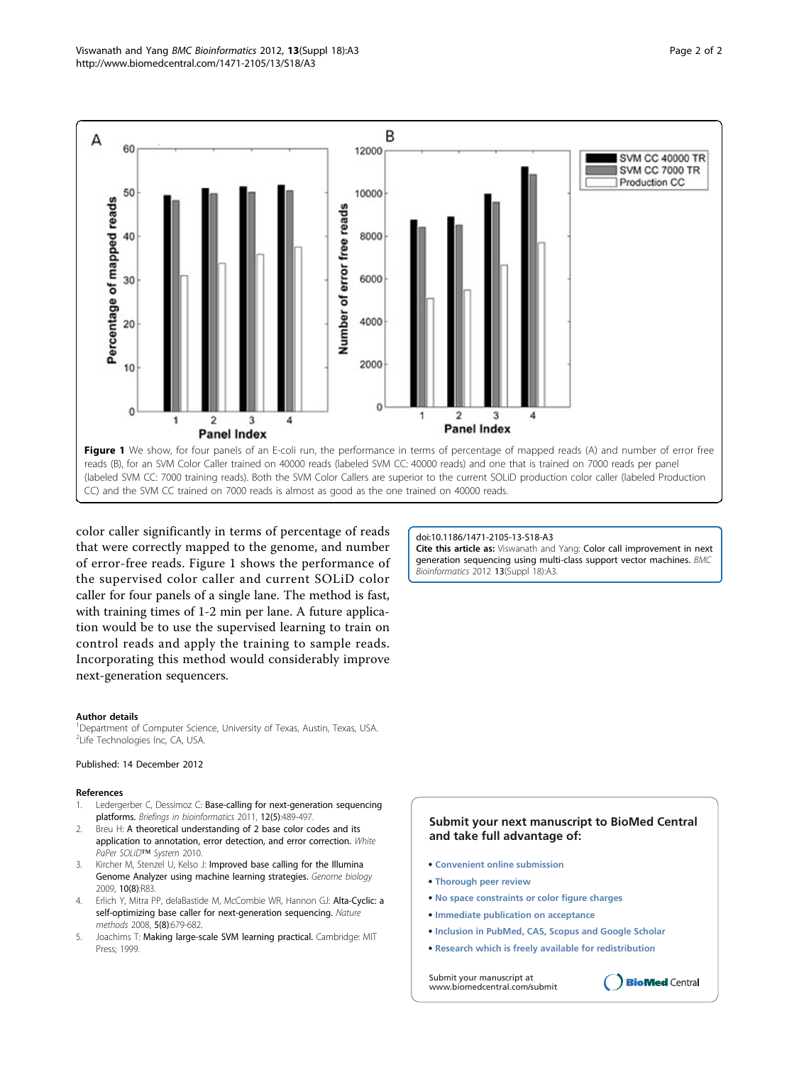A

Percentage of mapped reads

60
50
40
30
20
10
0

1 2 3 4

Panel Index

B

Number of error free reads

12000
10000
8000
6000
4000
2000
0

1 2 3 4

Panel Index

SVM CC 40000 TR
SVM CC 7000 TR
Production CC

**Figure 1** We show, for four panels of an E-coli run, the performance in terms of percentage of mapped reads (A) and number of error free reads (B), for an SVM Color Caller trained on 40000 reads (labeled SVM CC: 40000 reads) and one that is trained on 7000 reads per panel (labeled SVM CC: 7000 training reads). Both the SVM Color Callers are superior to the current SOLiD production color caller (labeled Production CC) and the SVM CC trained on 7000 reads is almost as good as the one trained on 40000 reads.

color caller significantly in terms of percentage of reads that were correctly mapped to the genome, and number of error-free reads. Figure 1 shows the performance of the supervised color caller and current SOLiD color caller for four panels of a single lane. The method is fast, with training times of 1-2 min per lane. A future application would be to use the supervised learning to train on control reads and apply the training to sample reads. Incorporating this method would considerably improve next-generation sequencers.

#### Author details

[1]Department of Computer Science, University of Texas, Austin, Texas, USA. [2]Life Technologies Inc, CA, USA.

Published: 14 December 2012

#### References

1. Ledergerber C, Dessimoz C: **Base-calling for next-generation sequencing platforms.** *Briefings in bioinformatics* 2011, **12(5)**:489-497.
2. Breu H: **A theoretical understanding of 2 base color codes and its application to annotation, error detection, and error correction.** *White PaPer SOLiD™ System* 2010.
3. Kircher M, Stenzel U, Kelso J: **Improved base calling for the Illumina Genome Analyzer using machine learning strategies.** *Genome biology* 2009, **10(8)**:R83.
4. Erlich Y, Mitra PP, delaBastide M, McCombie WR, Hannon GJ: **Alta-Cyclic: a self-optimizing base caller for next-generation sequencing.** *Nature methods* 2008, **5(8)**:679-682.
5. Joachims T: **Making large-scale SVM learning practical.** Cambridge: MIT Press; 1999.

doi:10.1186/1471-2105-13-S18-A3

**Cite this article as:** Viswanath and Yang: **Color call improvement in next generation sequencing using multi-class support vector machines.** *BMC Bioinformatics* 2012 **13**(Suppl 18):A3.